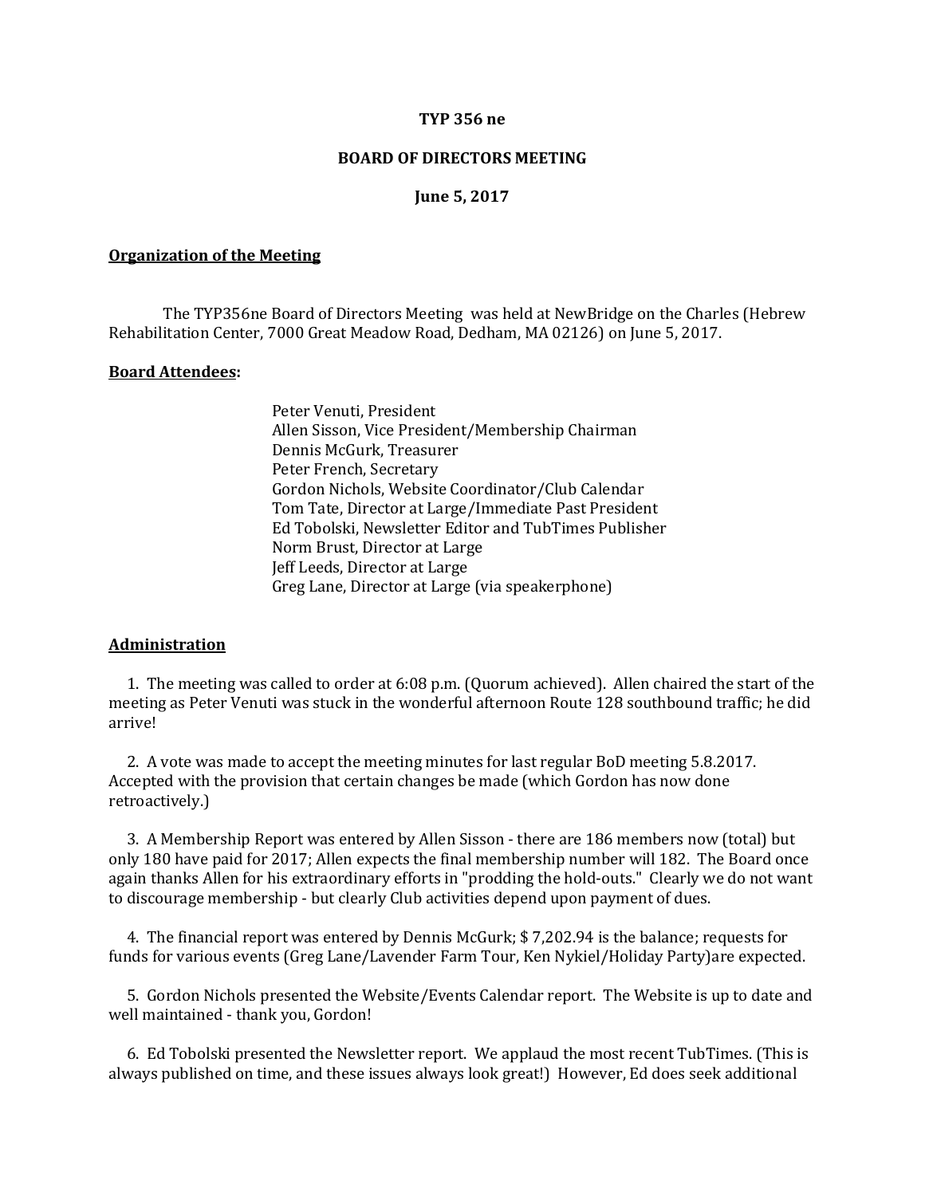**TYP 356 ne**

**BOARD OF DIRECTORS MEETING**

**June 5, 2017**

**Organization of the Meeting**

The TYP356ne Board of Directors Meeting was held at NewBridge on the Charles (Hebrew Rehabilitation Center, 7000 Great Meadow Road, Dedham, MA 02126) on June 5, 2017.

**Board Attendees:**

Peter Venuti, President
Allen Sisson, Vice President/Membership Chairman
Dennis McGurk, Treasurer
Peter French, Secretary
Gordon Nichols, Website Coordinator/Club Calendar
Tom Tate, Director at Large/Immediate Past President
Ed Tobolski, Newsletter Editor and TubTimes Publisher
Norm Brust, Director at Large
Jeff Leeds, Director at Large
Greg Lane, Director at Large (via speakerphone)

**Administration**

1. The meeting was called to order at 6:08 p.m. (Quorum achieved). Allen chaired the start of the meeting as Peter Venuti was stuck in the wonderful afternoon Route 128 southbound traffic; he did arrive!

2. A vote was made to accept the meeting minutes for last regular BoD meeting 5.8.2017. Accepted with the provision that certain changes be made (which Gordon has now done retroactively.)

3. A Membership Report was entered by Allen Sisson - there are 186 members now (total) but only 180 have paid for 2017; Allen expects the final membership number will 182. The Board once again thanks Allen for his extraordinary efforts in "prodding the hold-outs." Clearly we do not want to discourage membership - but clearly Club activities depend upon payment of dues.

4. The financial report was entered by Dennis McGurk; $ 7,202.94 is the balance; requests for funds for various events (Greg Lane/Lavender Farm Tour, Ken Nykiel/Holiday Party)are expected.

5. Gordon Nichols presented the Website/Events Calendar report. The Website is up to date and well maintained - thank you, Gordon!

6. Ed Tobolski presented the Newsletter report. We applaud the most recent TubTimes. (This is always published on time, and these issues always look great!) However, Ed does seek additional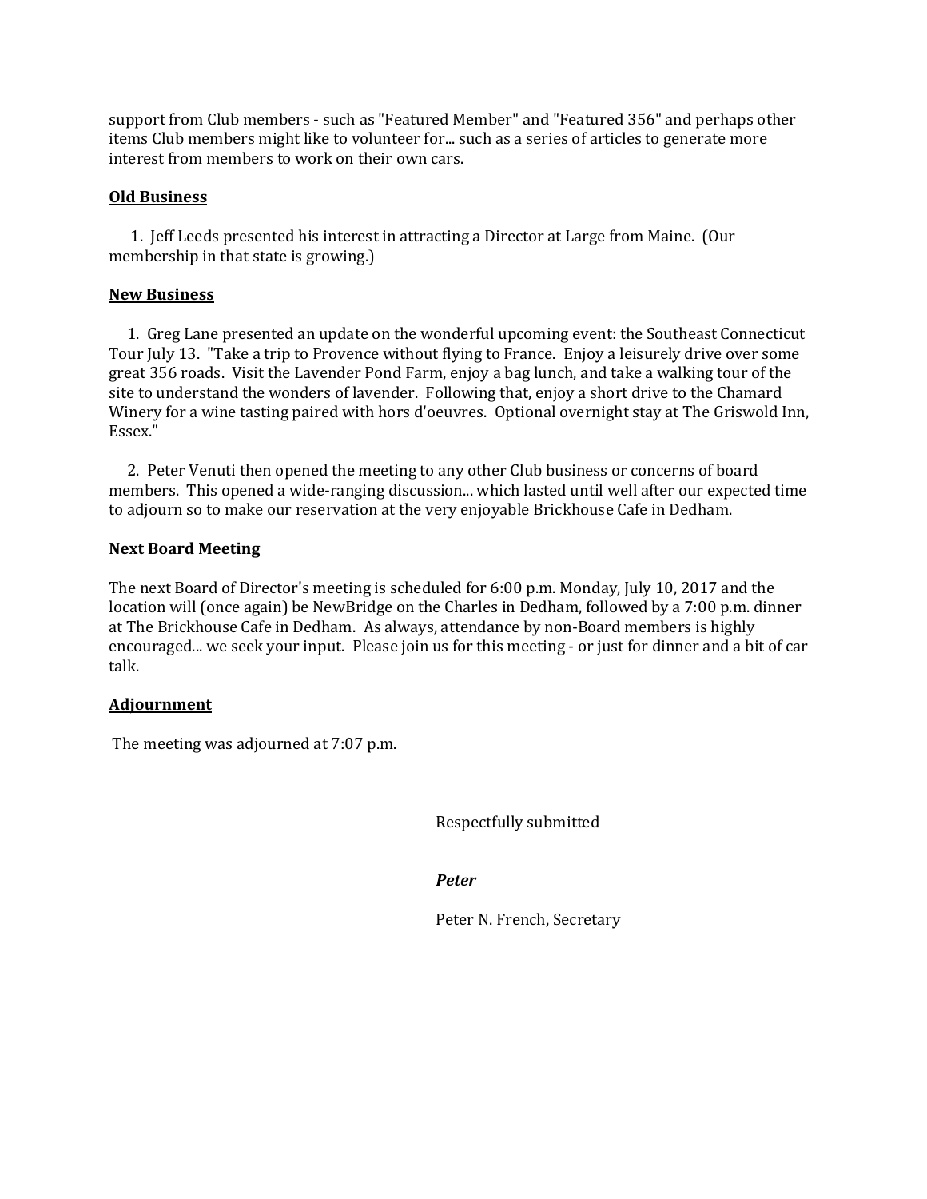support from Club members - such as "Featured Member" and "Featured 356" and perhaps other items Club members might like to volunteer for... such as a series of articles to generate more interest from members to work on their own cars.

**Old Business**

1. Jeff Leeds presented his interest in attracting a Director at Large from Maine. (Our membership in that state is growing.)

**New Business**

1. Greg Lane presented an update on the wonderful upcoming event: the Southeast Connecticut Tour July 13. "Take a trip to Provence without flying to France. Enjoy a leisurely drive over some great 356 roads. Visit the Lavender Pond Farm, enjoy a bag lunch, and take a walking tour of the site to understand the wonders of lavender. Following that, enjoy a short drive to the Chamard Winery for a wine tasting paired with hors d'oeuvres. Optional overnight stay at The Griswold Inn, Essex."

2. Peter Venuti then opened the meeting to any other Club business or concerns of board members. This opened a wide-ranging discussion... which lasted until well after our expected time to adjourn so to make our reservation at the very enjoyable Brickhouse Cafe in Dedham.

**Next Board Meeting**

The next Board of Director's meeting is scheduled for 6:00 p.m. Monday, July 10, 2017 and the location will (once again) be NewBridge on the Charles in Dedham, followed by a 7:00 p.m. dinner at The Brickhouse Cafe in Dedham. As always, attendance by non-Board members is highly encouraged... we seek your input. Please join us for this meeting - or just for dinner and a bit of car talk.

**Adjournment**

The meeting was adjourned at 7:07 p.m.

Respectfully submitted

***Peter***

Peter N. French, Secretary